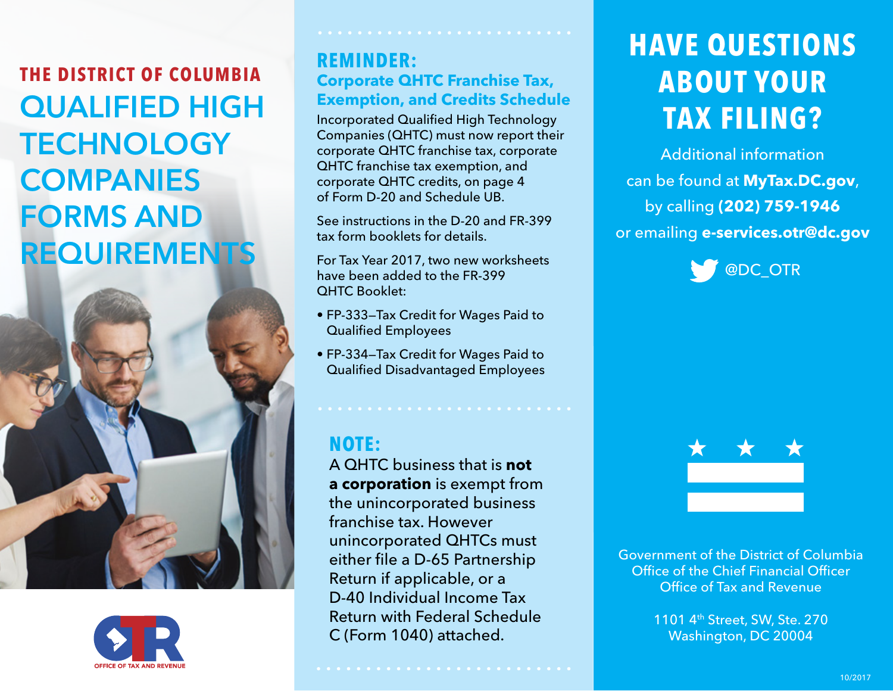THE DISTRICT OF COLUMBIA

# QUALIFIED HIGH TECHNOLOGY COMPANIES FORMS AND REQUIREMENTS

OFFICE OF TAX AND REVENUE

## REMINDER:

### Corporate QHTC Franchise Tax, Exemption, and Credits Schedule

Incorporated Qualified High Technology Companies (QHTC) must now report their corporate QHTC franchise tax, corporate QHTC franchise tax exemption, and corporate QHTC credits, on page 4 of Form D-20 and Schedule UB.

See instructions in the D-20 and FR-399 tax form booklets for details.

For Tax Year 2017, two new worksheets have been added to the FR-399 QHTC Booklet:

- FP-333–Tax Credit for Wages Paid to Qualified Employees
- FP-334–Tax Credit for Wages Paid to Qualified Disadvantaged Employees

## NOTE:

A QHTC business that is **not a corporation** is exempt from the unincorporated business franchise tax. However unincorporated QHTCs must either file a D-65 Partnership Return if applicable, or a D-40 Individual Income Tax Return with Federal Schedule C (Form 1040) attached.

# HAVE QUESTIONS ABOUT YOUR TAX FILING?

Additional information can be found at **MyTax.DC.gov**, by calling **(202) 759-1946** or emailing **e-services.otr@dc.gov**

@DC_OTR

Government of the District of Columbia
Office of the Chief Financial Officer
Office of Tax and Revenue

1101 4th Street, SW, Ste. 270
Washington, DC 20004

10/2017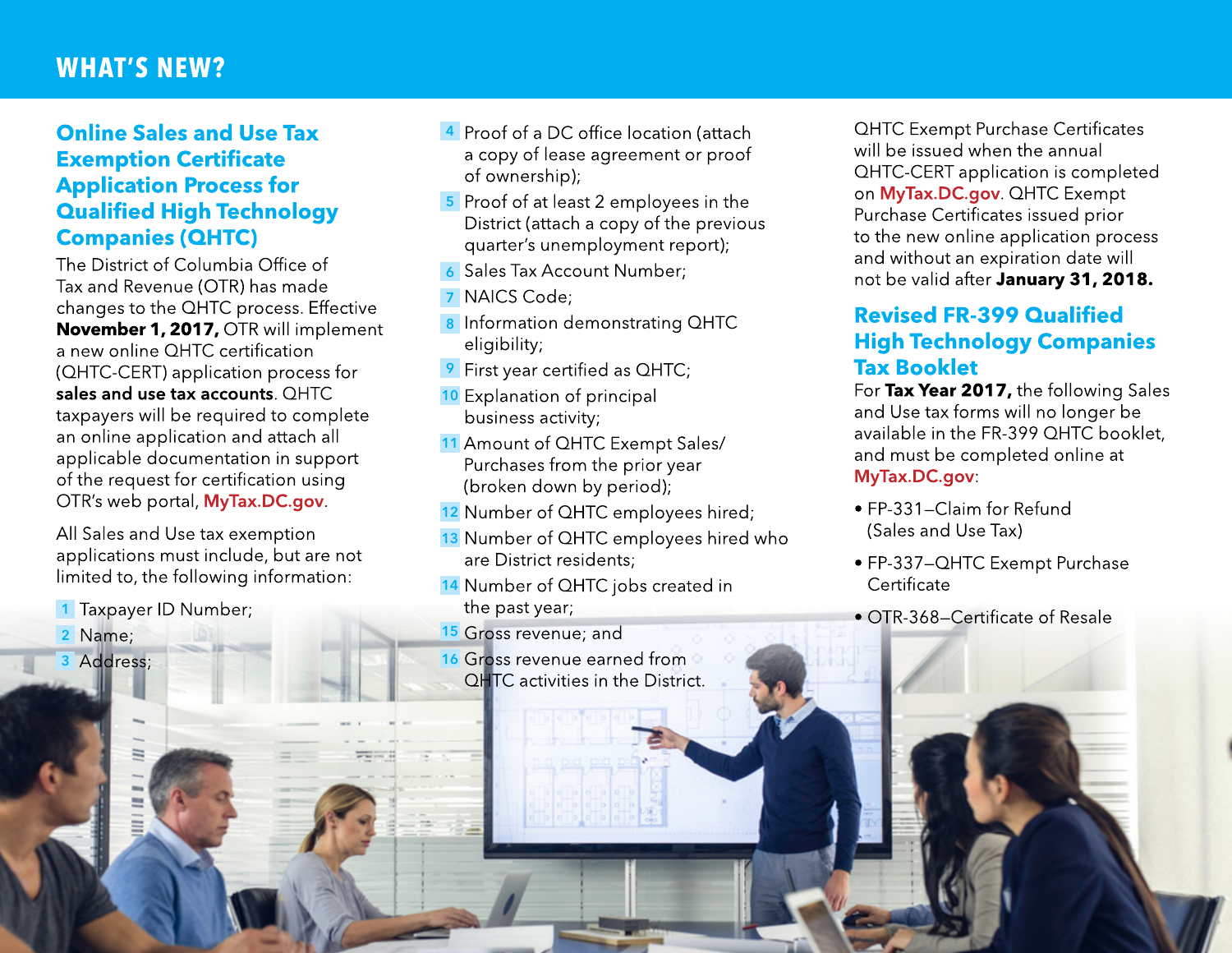# WHAT'S NEW?

## Online Sales and Use Tax Exemption Certificate Application Process for Qualified High Technology Companies (QHTC)

The District of Columbia Office of Tax and Revenue (OTR) has made changes to the QHTC process. Effective **November 1, 2017,** OTR will implement a new online QHTC certification (QHTC-CERT) application process for **sales and use tax accounts**. QHTC taxpayers will be required to complete an online application and attach all applicable documentation in support of the request for certification using OTR's web portal, **MyTax.DC.gov**.

All Sales and Use tax exemption applications must include, but are not limited to, the following information:

1. Taxpayer ID Number;
2. Name;
3. Address;
4. Proof of a DC office location (attach a copy of lease agreement or proof of ownership);
5. Proof of at least 2 employees in the District (attach a copy of the previous quarter's unemployment report);
6. Sales Tax Account Number;
7. NAICS Code;
8. Information demonstrating QHTC eligibility;
9. First year certified as QHTC;
10. Explanation of principal business activity;
11. Amount of QHTC Exempt Sales/ Purchases from the prior year (broken down by period);
12. Number of QHTC employees hired;
13. Number of QHTC employees hired who are District residents;
14. Number of QHTC jobs created in the past year;
15. Gross revenue; and
16. Gross revenue earned from QHTC activities in the District.

QHTC Exempt Purchase Certificates will be issued when the annual QHTC-CERT application is completed on **MyTax.DC.gov**. QHTC Exempt Purchase Certificates issued prior to the new online application process and without an expiration date will not be valid after **January 31, 2018.**

## Revised FR-399 Qualified High Technology Companies Tax Booklet

For **Tax Year 2017,** the following Sales and Use tax forms will no longer be available in the FR-399 QHTC booklet, and must be completed online at **MyTax.DC.gov**:

- FP-331–Claim for Refund (Sales and Use Tax)
- FP-337–QHTC Exempt Purchase Certificate
- OTR-368–Certificate of Resale